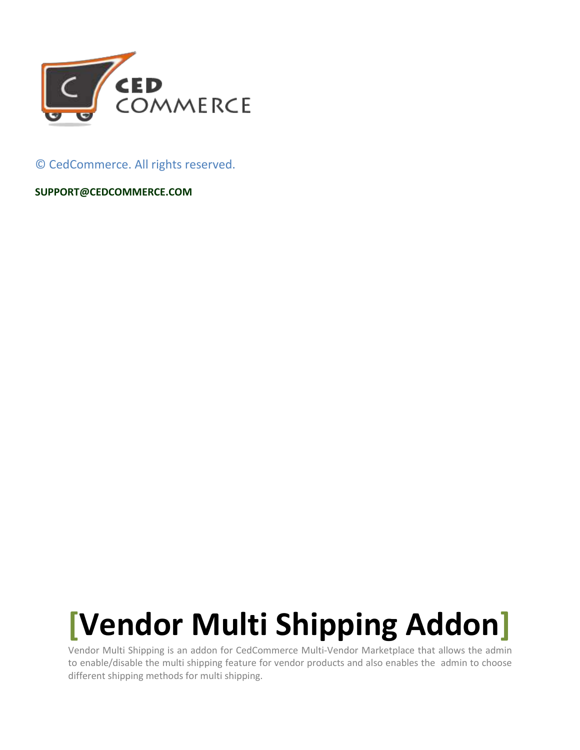© CedCommerce. All rights reserved.

**SUPPORT@CEDCOMMERCE.COM**

# [Vendor Multi Shipping Addon]

Vendor Multi Shipping is an addon for CedCommerce Multi-Vendor Marketplace that allows the admin to enable/disable the multi shipping feature for vendor products and also enables the admin to choose different shipping methods for multi shipping.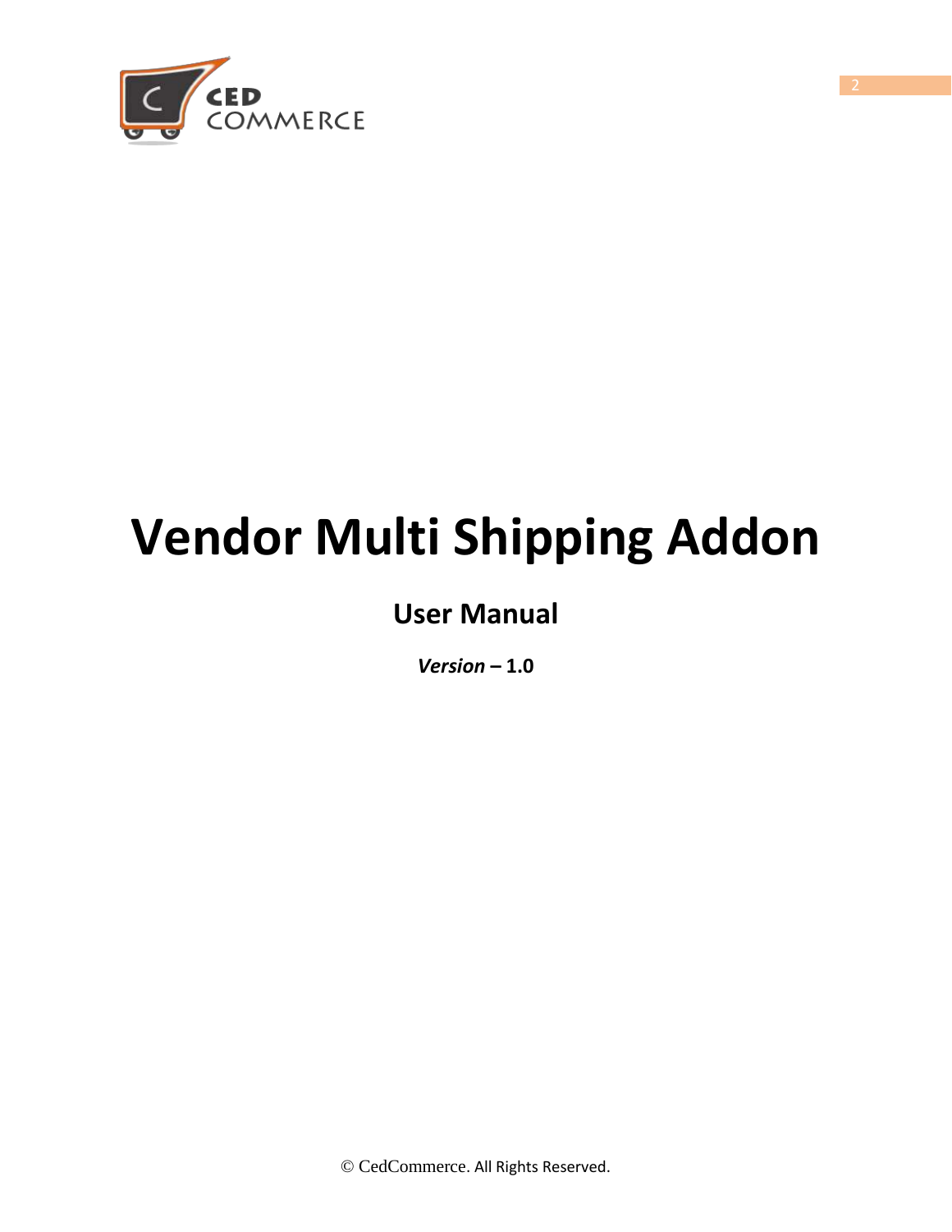# Vendor Multi Shipping Addon

## User Manual

***Version* – 1.0**

© CedCommerce. All Rights Reserved.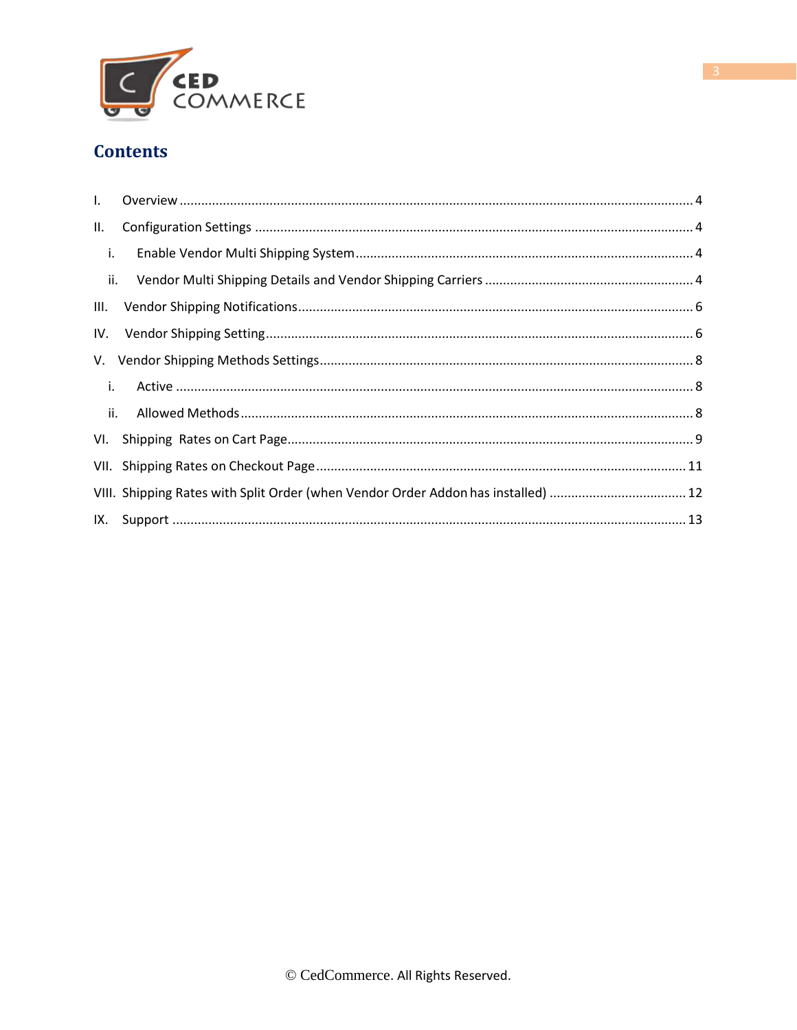## Contents

I. Overview .......................................................................................................................................... 4

II. Configuration Settings ..................................................................................................................... 4

i. Enable Vendor Multi Shipping System ............................................................................................ 4

ii. Vendor Multi Shipping Details and Vendor Shipping Carriers ......................................................... 4

III. Vendor Shipping Notifications ......................................................................................................... 6

IV. Vendor Shipping Setting ................................................................................................................... 6

V. Vendor Shipping Methods Settings .................................................................................................... 8

i. Active ............................................................................................................................................. 8

ii. Allowed Methods ........................................................................................................................... 8

VI. Shipping Rates on Cart Page ............................................................................................................. 9

VII. Shipping Rates on Checkout Page ................................................................................................... 11

VIII. Shipping Rates with Split Order (when Vendor Order Addon has installed) ..................................... 12

IX. Support ........................................................................................................................................... 13

© CedCommerce. All Rights Reserved.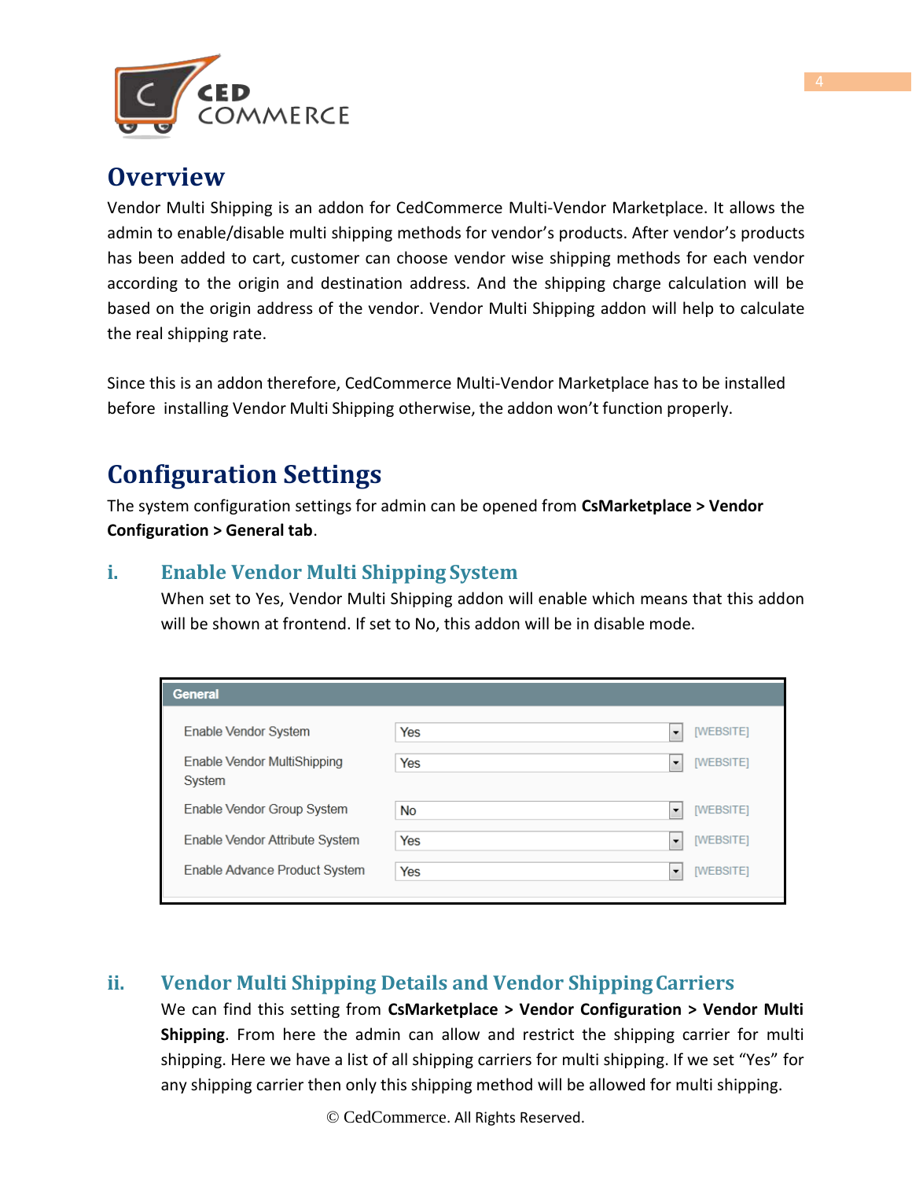# Overview

Vendor Multi Shipping is an addon for CedCommerce Multi-Vendor Marketplace. It allows the admin to enable/disable multi shipping methods for vendor's products. After vendor's products has been added to cart, customer can choose vendor wise shipping methods for each vendor according to the origin and destination address. And the shipping charge calculation will be based on the origin address of the vendor. Vendor Multi Shipping addon will help to calculate the real shipping rate.

Since this is an addon therefore, CedCommerce Multi-Vendor Marketplace has to be installed before installing Vendor Multi Shipping otherwise, the addon won't function properly.

# Configuration Settings

The system configuration settings for admin can be opened from **CsMarketplace > Vendor Configuration > General tab**.

## i. Enable Vendor Multi Shipping System

When set to Yes, Vendor Multi Shipping addon will enable which means that this addon will be shown at frontend. If set to No, this addon will be in disable mode.

| General | | |
|---|---|---|
| Enable Vendor System | Yes | [WEBSITE] |
| Enable Vendor MultiShipping System | Yes | [WEBSITE] |
| Enable Vendor Group System | No | [WEBSITE] |
| Enable Vendor Attribute System | Yes | [WEBSITE] |
| Enable Advance Product System | Yes | [WEBSITE] |

## ii. Vendor Multi Shipping Details and Vendor Shipping Carriers

We can find this setting from **CsMarketplace > Vendor Configuration > Vendor Multi Shipping**. From here the admin can allow and restrict the shipping carrier for multi shipping. Here we have a list of all shipping carriers for multi shipping. If we set "Yes" for any shipping carrier then only this shipping method will be allowed for multi shipping.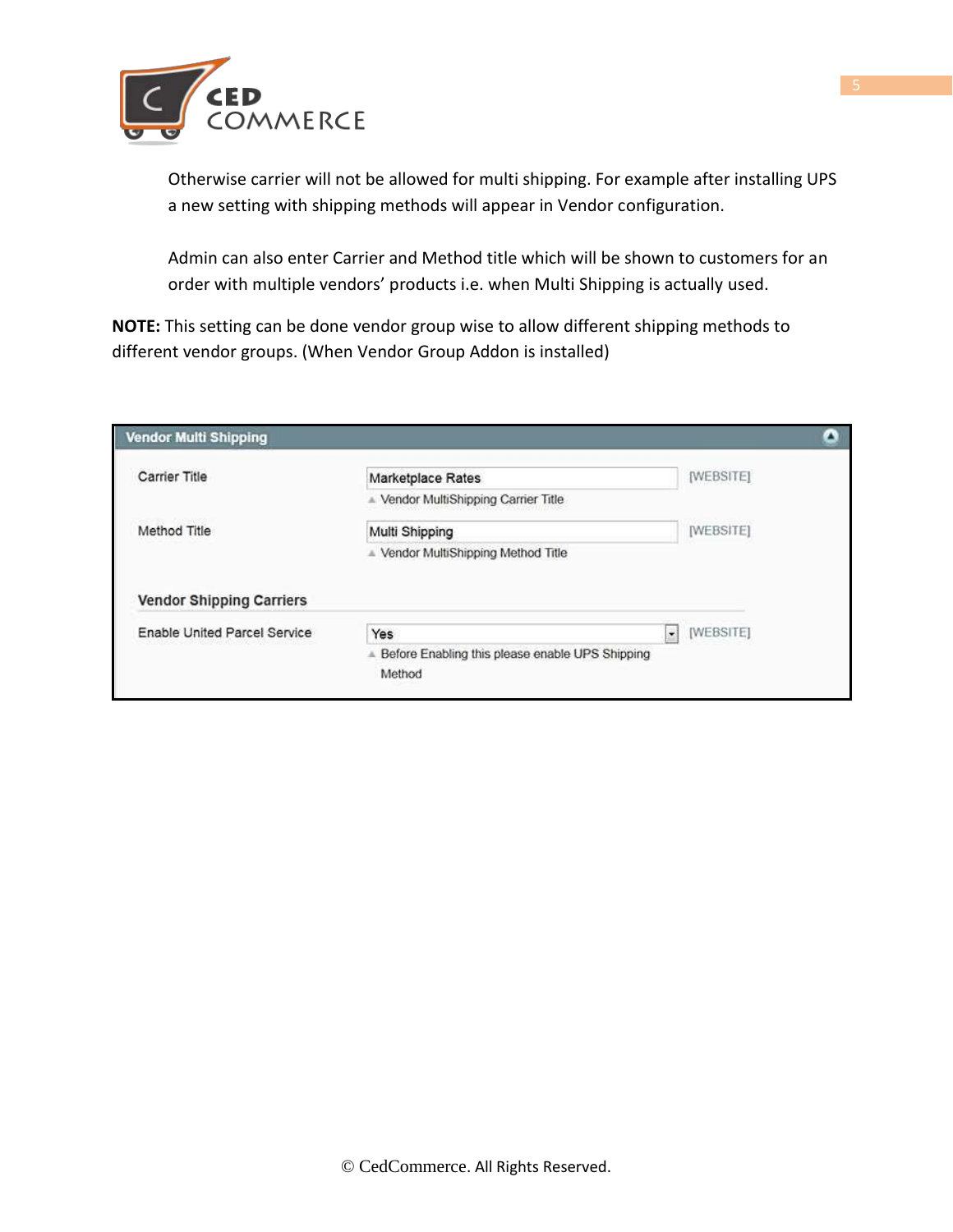Otherwise carrier will not be allowed for multi shipping. For example after installing UPS a new setting with shipping methods will appear in Vendor configuration.

Admin can also enter Carrier and Method title which will be shown to customers for an order with multiple vendors' products i.e. when Multi Shipping is actually used.

**NOTE:** This setting can be done vendor group wise to allow different shipping methods to different vendor groups. (When Vendor Group Addon is installed)

**Vendor Multi Shipping**

| Field | Value | Scope |
|---|---|---|
| Carrier Title | Marketplace Rates<br>Vendor MultiShipping Carrier Title | [WEBSITE] |
| Method Title | Multi Shipping<br>Vendor MultiShipping Method Title | [WEBSITE] |

**Vendor Shipping Carriers**

| Field | Value | Scope |
|---|---|---|
| Enable United Parcel Service | Yes<br>Before Enabling this please enable UPS Shipping Method | [WEBSITE] |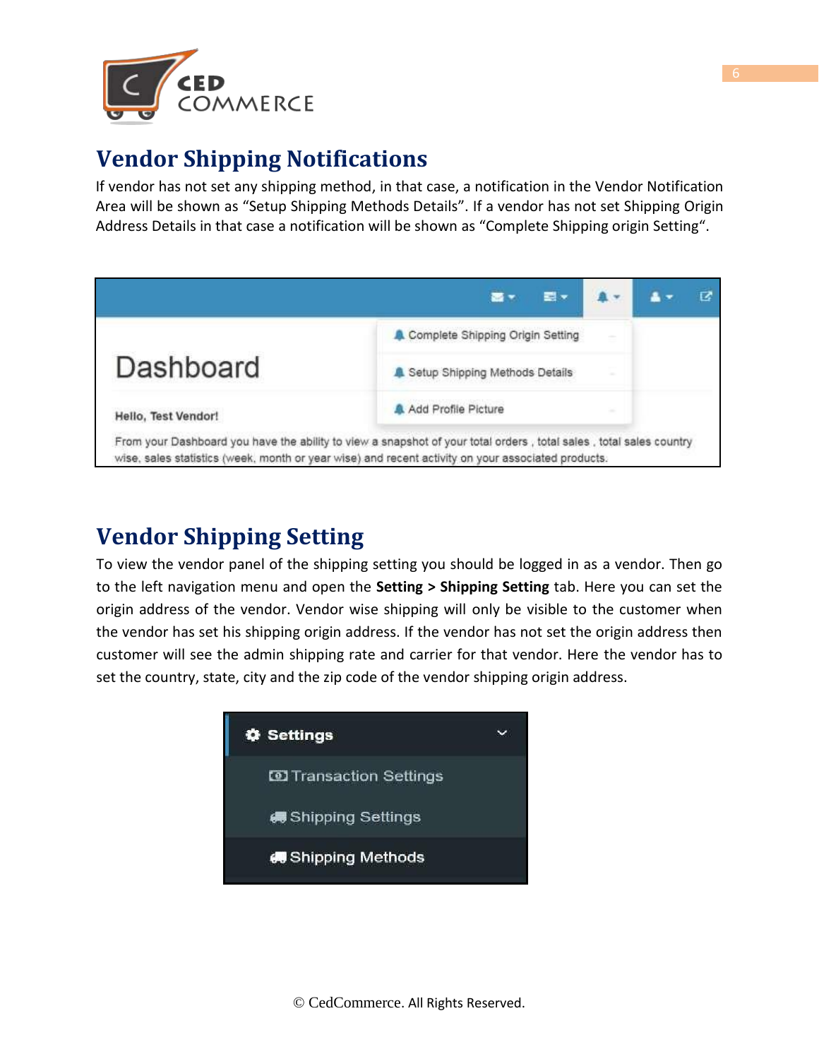## Vendor Shipping Notifications

If vendor has not set any shipping method, in that case, a notification in the Vendor Notification Area will be shown as “Setup Shipping Methods Details”. If a vendor has not set Shipping Origin Address Details in that case a notification will be shown as “Complete Shipping origin Setting“.

## Vendor Shipping Setting

To view the vendor panel of the shipping setting you should be logged in as a vendor. Then go to the left navigation menu and open the **Setting > Shipping Setting** tab. Here you can set the origin address of the vendor. Vendor wise shipping will only be visible to the customer when the vendor has set his shipping origin address. If the vendor has not set the origin address then customer will see the admin shipping rate and carrier for that vendor. Here the vendor has to set the country, state, city and the zip code of the vendor shipping origin address.

© CedCommerce. All Rights Reserved.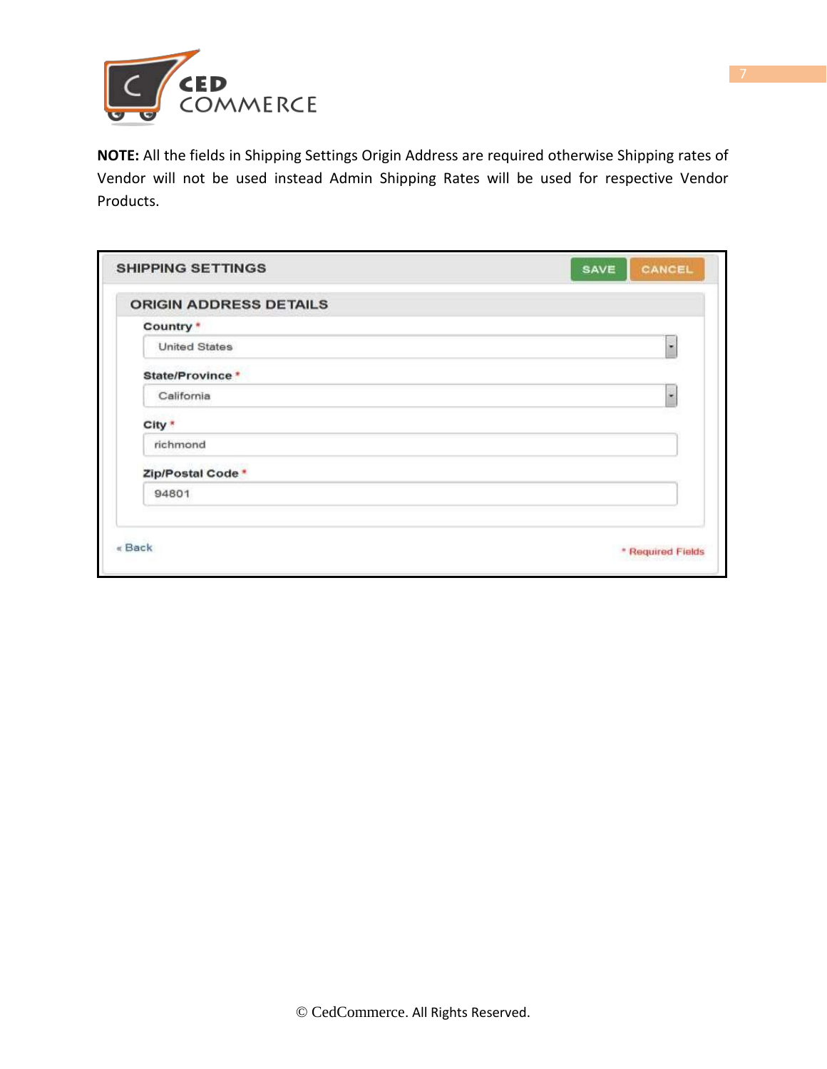**NOTE:** All the fields in Shipping Settings Origin Address are required otherwise Shipping rates of Vendor will not be used instead Admin Shipping Rates will be used for respective Vendor Products.

SHIPPING SETTINGS SAVE CANCEL

ORIGIN ADDRESS DETAILS

Country *

United States

State/Province *

California

City *

richmond

Zip/Postal Code *

94801

« Back

* Required Fields

© CedCommerce. All Rights Reserved.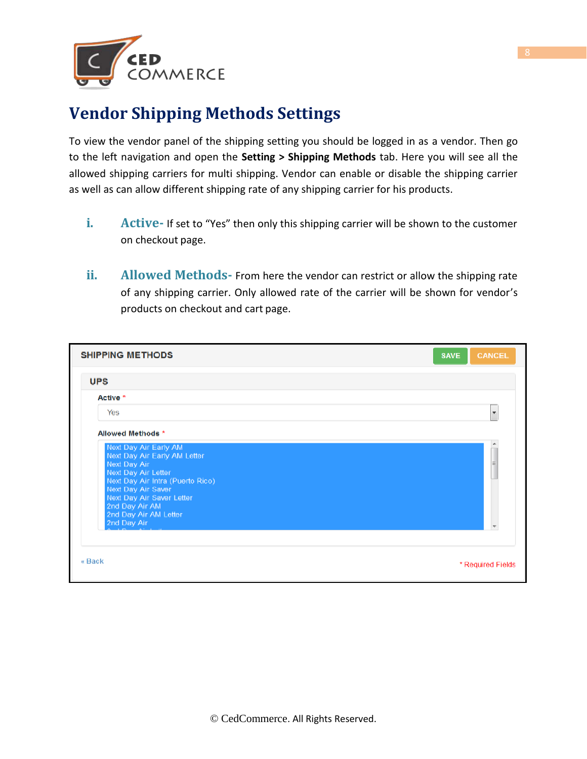# Vendor Shipping Methods Settings

To view the vendor panel of the shipping setting you should be logged in as a vendor. Then go to the left navigation and open the **Setting > Shipping Methods** tab. Here you will see all the allowed shipping carriers for multi shipping. Vendor can enable or disable the shipping carrier as well as can allow different shipping rate of any shipping carrier for his products.

i. **Active-** If set to "Yes" then only this shipping carrier will be shown to the customer on checkout page.

ii. **Allowed Methods-** From here the vendor can restrict or allow the shipping rate of any shipping carrier. Only allowed rate of the carrier will be shown for vendor's products on checkout and cart page.

SHIPPING METHODS

SAVE CANCEL

UPS

Active *

Yes

Allowed Methods *

Next Day Air Early AM
Next Day Air Early AM Letter
Next Day Air
Next Day Air Letter
Next Day Air Intra (Puerto Rico)
Next Day Air Saver
Next Day Air Saver Letter
2nd Day Air AM
2nd Day Air AM Letter
2nd Day Air

« Back

* Required Fields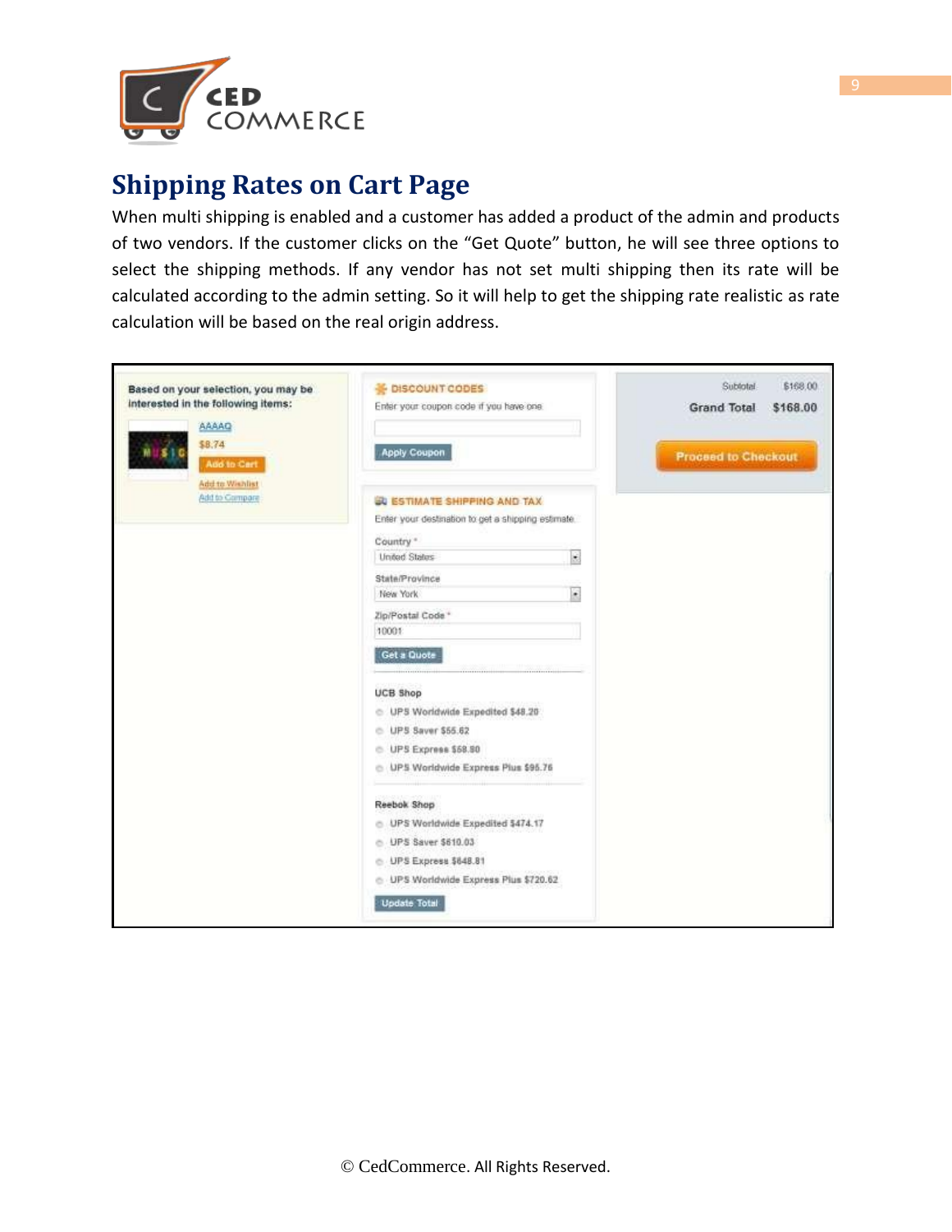## Shipping Rates on Cart Page

When multi shipping is enabled and a customer has added a product of the admin and products of two vendors. If the customer clicks on the “Get Quote” button, he will see three options to select the shipping methods. If any vendor has not set multi shipping then its rate will be calculated according to the admin setting. So it will help to get the shipping rate realistic as rate calculation will be based on the real origin address.

Based on your selection, you may be interested in the following items:

AAAAQ
$8.74
Add to Cart
Add to Wishlist
Add to Compare

DISCOUNT CODES
Enter your coupon code if you have one
Apply Coupon

ESTIMATE SHIPPING AND TAX
Enter your destination to get a shipping estimate
Country *
United States
State/Province
New York
Zip/Postal Code *
10001
Get a Quote

UCB Shop
- UPS Worldwide Expedited $48.20
- UPS Saver $55.62
- UPS Express $58.80
- UPS Worldwide Express Plus $95.76

Reebok Shop
- UPS Worldwide Expedited $474.17
- UPS Saver $610.03
- UPS Express $648.81
- UPS Worldwide Express Plus $720.62

Update Total

| | |
|---|---|
| Subtotal | $168.00 |
| Grand Total | $168.00 |

Proceed to Checkout

© CedCommerce. All Rights Reserved.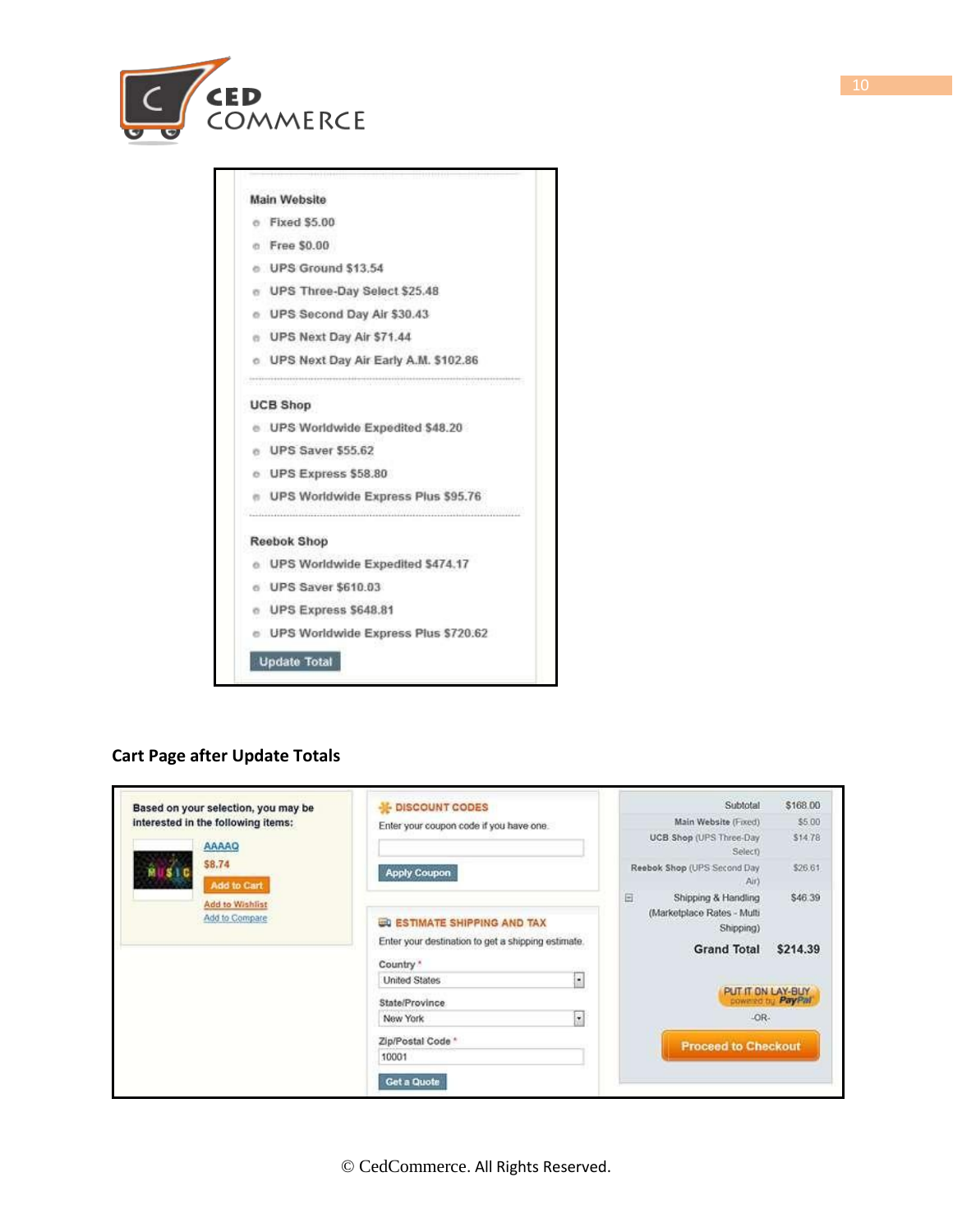**Main Website**

- Fixed $5.00
- Free $0.00
- UPS Ground $13.54
- UPS Three-Day Select $25.48
- UPS Second Day Air $30.43
- UPS Next Day Air $71.44
- UPS Next Day Air Early A.M. $102.86

**UCB Shop**

- UPS Worldwide Expedited $48.20
- UPS Saver $55.62
- UPS Express $58.80
- UPS Worldwide Express Plus $95.76

**Reebok Shop**

- UPS Worldwide Expedited $474.17
- UPS Saver $610.03
- UPS Express $648.81
- UPS Worldwide Express Plus $720.62

Update Total

**Cart Page after Update Totals**

Based on your selection, you may be interested in the following items:

AAAAQ
$8.74
Add to Cart
Add to Wishlist
Add to Compare

**DISCOUNT CODES**

Enter your coupon code if you have one.

Apply Coupon

**ESTIMATE SHIPPING AND TAX**

Enter your destination to get a shipping estimate.

Country *: United States
State/Province: New York
Zip/Postal Code *: 10001

Get a Quote

| | |
|---|---|
| Subtotal | $168.00 |
| Main Website (Fixed) | $5.00 |
| UCB Shop (UPS Three-Day Select) | $14.78 |
| Reebok Shop (UPS Second Day Air) | $26.61 |
| Shipping & Handling (Marketplace Rates - Multi Shipping) | $46.39 |
| **Grand Total** | **$214.39** |

PUT IT ON LAY-BUY powered by PayPal

-OR-

Proceed to Checkout

© CedCommerce. All Rights Reserved.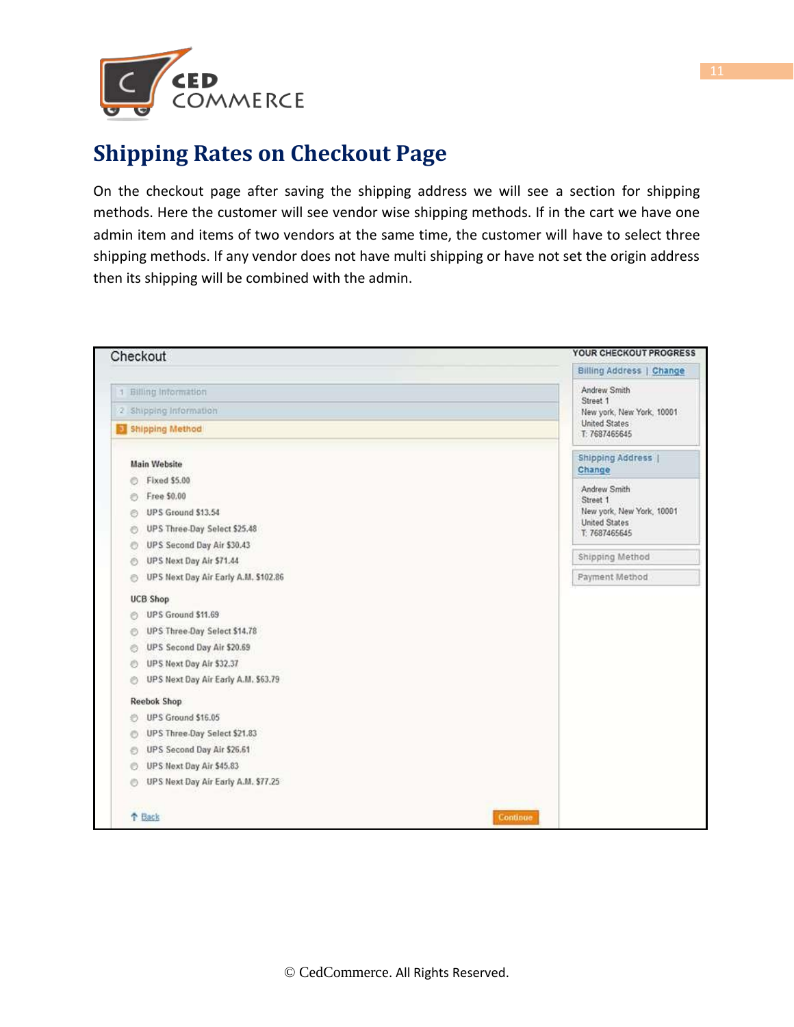# Shipping Rates on Checkout Page

On the checkout page after saving the shipping address we will see a section for shipping methods. Here the customer will see vendor wise shipping methods. If in the cart we have one admin item and items of two vendors at the same time, the customer will have to select three shipping methods. If any vendor does not have multi shipping or have not set the origin address then its shipping will be combined with the admin.

Checkout

1 Billing Information

2 Shipping Information

3 Shipping Method

**Main Website**

- Fixed $5.00
- Free $0.00
- UPS Ground $13.54
- UPS Three-Day Select $25.48
- UPS Second Day Air $30.43
- UPS Next Day Air $71.44
- UPS Next Day Air Early A.M. $102.86

**UCB Shop**

- UPS Ground $11.69
- UPS Three-Day Select $14.78
- UPS Second Day Air $20.69
- UPS Next Day Air $32.37
- UPS Next Day Air Early A.M. $63.79

**Reebok Shop**

- UPS Ground $16.05
- UPS Three-Day Select $21.83
- UPS Second Day Air $26.61
- UPS Next Day Air $45.83
- UPS Next Day Air Early A.M. $77.25

Back | Continue

YOUR CHECKOUT PROGRESS

Billing Address | Change

Andrew Smith
Street 1
New york, New York, 10001
United States
T: 7687465645

Shipping Address | Change

Andrew Smith
Street 1
New york, New York, 10001
United States
T: 7687465645

Shipping Method

Payment Method

© CedCommerce. All Rights Reserved.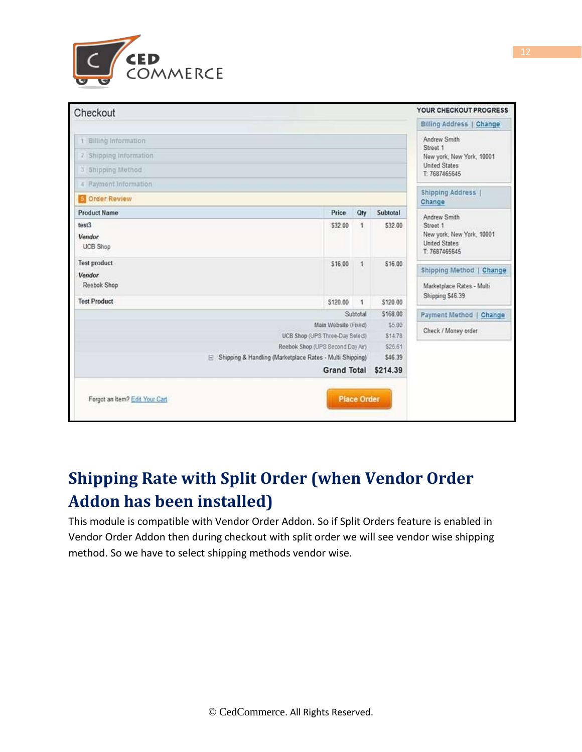Checkout

1 Billing Information

2 Shipping Information

3 Shipping Method

4 Payment Information

5 Order Review

| Product Name | Price | Qty | Subtotal |
|---|---|---|---|
| test3<br>*Vendor*<br>UCB Shop | $32.00 | 1 | $32.00 |
| Test product<br>*Vendor*<br>Reebok Shop | $16.00 | 1 | $16.00 |
| Test Product | $120.00 | 1 | $120.00 |
| | | Subtotal | $168.00 |
| | | Main Website (Fixed) | $5.00 |
| | | UCB Shop (UPS Three-Day Select) | $14.78 |
| | | Reebok Shop (UPS Second Day Air) | $26.61 |
| | | Shipping & Handling (Marketplace Rates - Multi Shipping) | $46.39 |
| | | **Grand Total** | **$214.39** |

Forgot an Item? Edit Your Cart

Place Order

YOUR CHECKOUT PROGRESS

Billing Address | Change

Andrew Smith
Street 1
New york, New York, 10001
United States
T: 7687465645

Shipping Address | Change

Andrew Smith
Street 1
New york, New York, 10001
United States
T: 7687465645

Shipping Method | Change

Marketplace Rates - Multi Shipping $46.39

Payment Method | Change

Check / Money order

## Shipping Rate with Split Order (when Vendor Order Addon has been installed)

This module is compatible with Vendor Order Addon. So if Split Orders feature is enabled in Vendor Order Addon then during checkout with split order we will see vendor wise shipping method. So we have to select shipping methods vendor wise.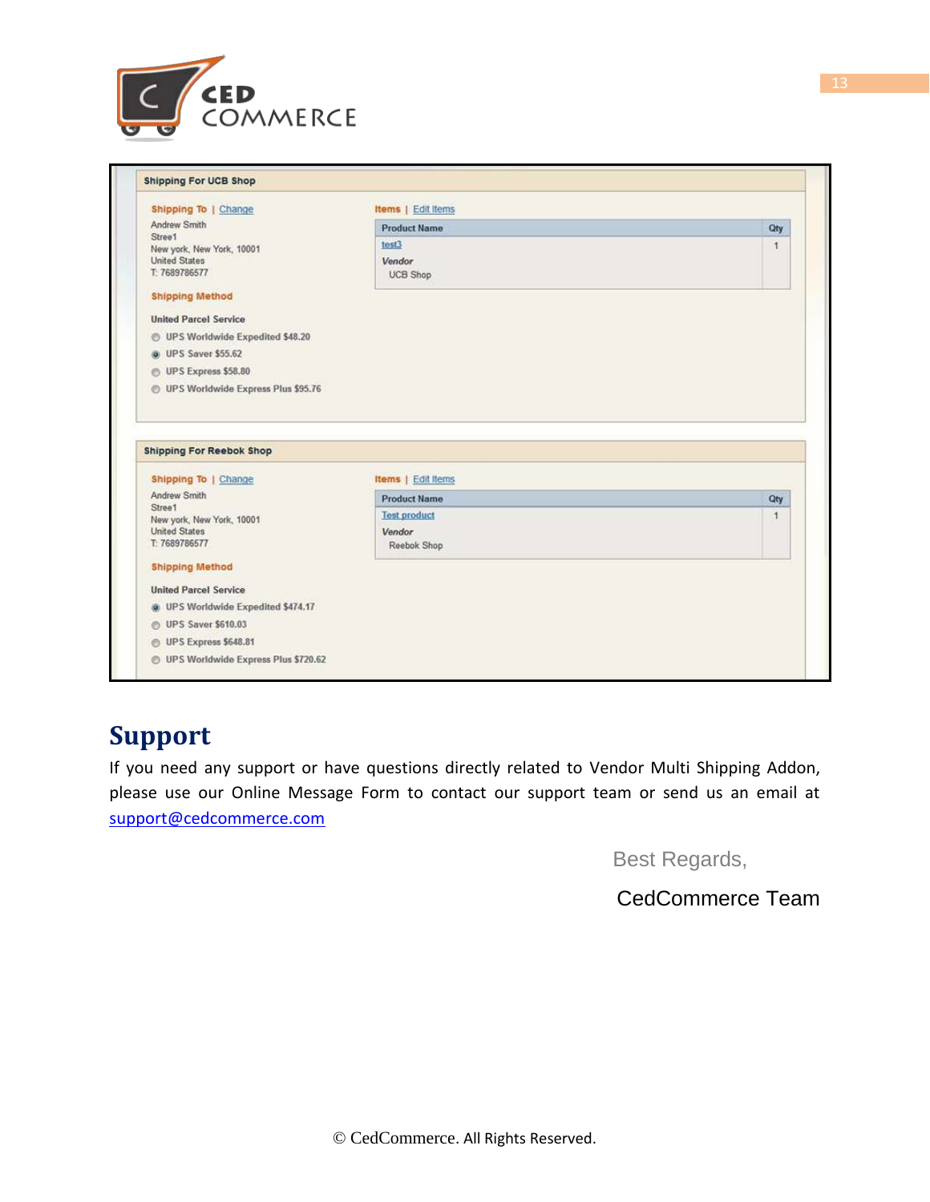**Shipping For UCB Shop**

**Shipping To** | Change

Andrew Smith
Stree1
New york, New York, 10001
United States
T: 7689786577

**Shipping Method**

United Parcel Service

- UPS Worldwide Expedited $48.20
- UPS Saver $55.62
- UPS Express $58.80
- UPS Worldwide Express Plus $95.76

**Items** | Edit Items

| Product Name | Qty |
|---|---|
| test3<br>*Vendor*<br>UCB Shop | 1 |

**Shipping For Reebok Shop**

**Shipping To** | Change

Andrew Smith
Stree1
New york, New York, 10001
United States
T: 7689786577

**Shipping Method**

United Parcel Service

- UPS Worldwide Expedited $474.17
- UPS Saver $610.03
- UPS Express $648.81
- UPS Worldwide Express Plus $720.62

**Items** | Edit Items

| Product Name | Qty |
|---|---|
| Test product<br>*Vendor*<br>Reebok Shop | 1 |

# Support

If you need any support or have questions directly related to Vendor Multi Shipping Addon, please use our Online Message Form to contact our support team or send us an email at support@cedcommerce.com

Best Regards,

CedCommerce Team